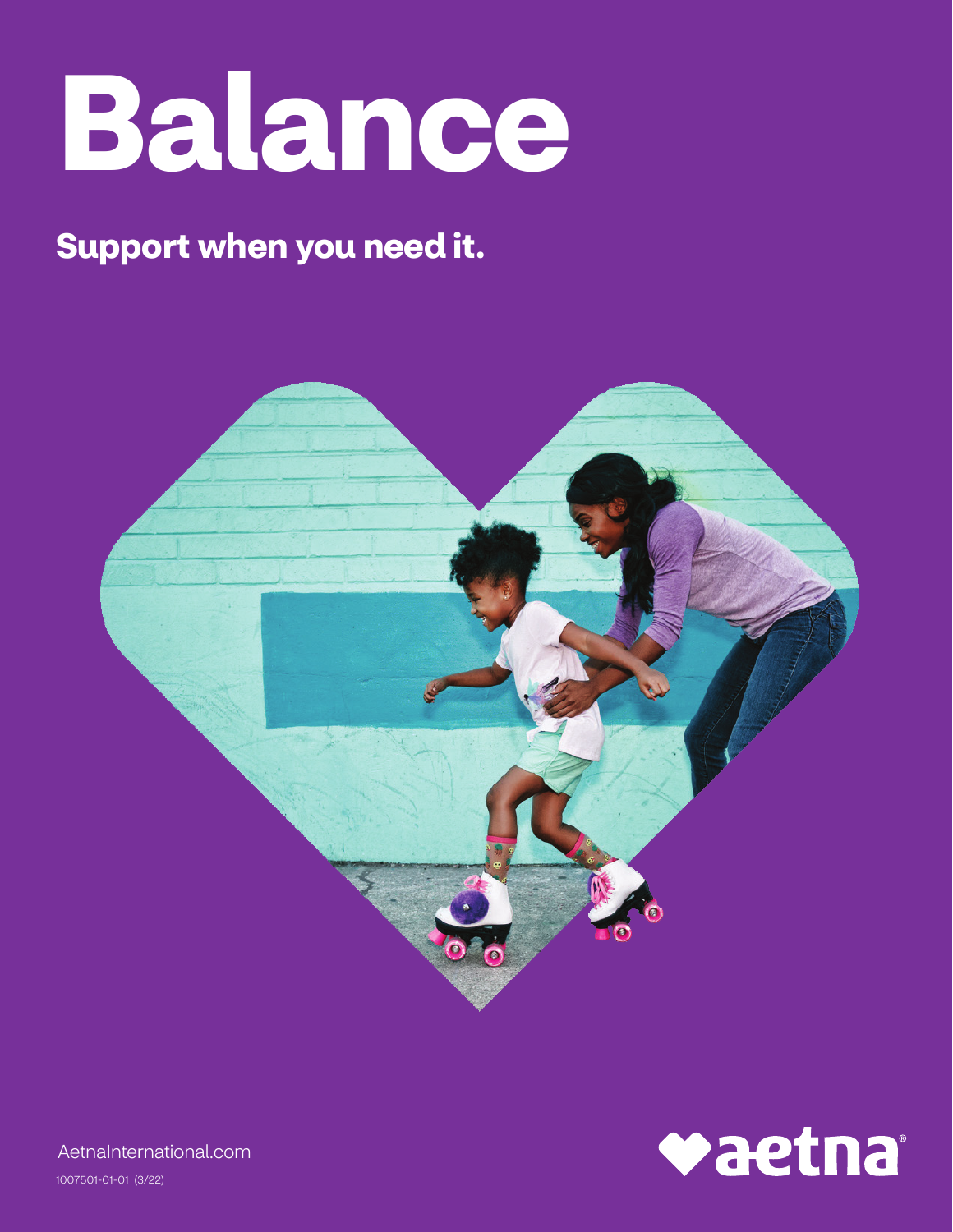# Balance

## Support when you need it.

AetnaInternational.com

1007501-01-01 (3/22)

aetna®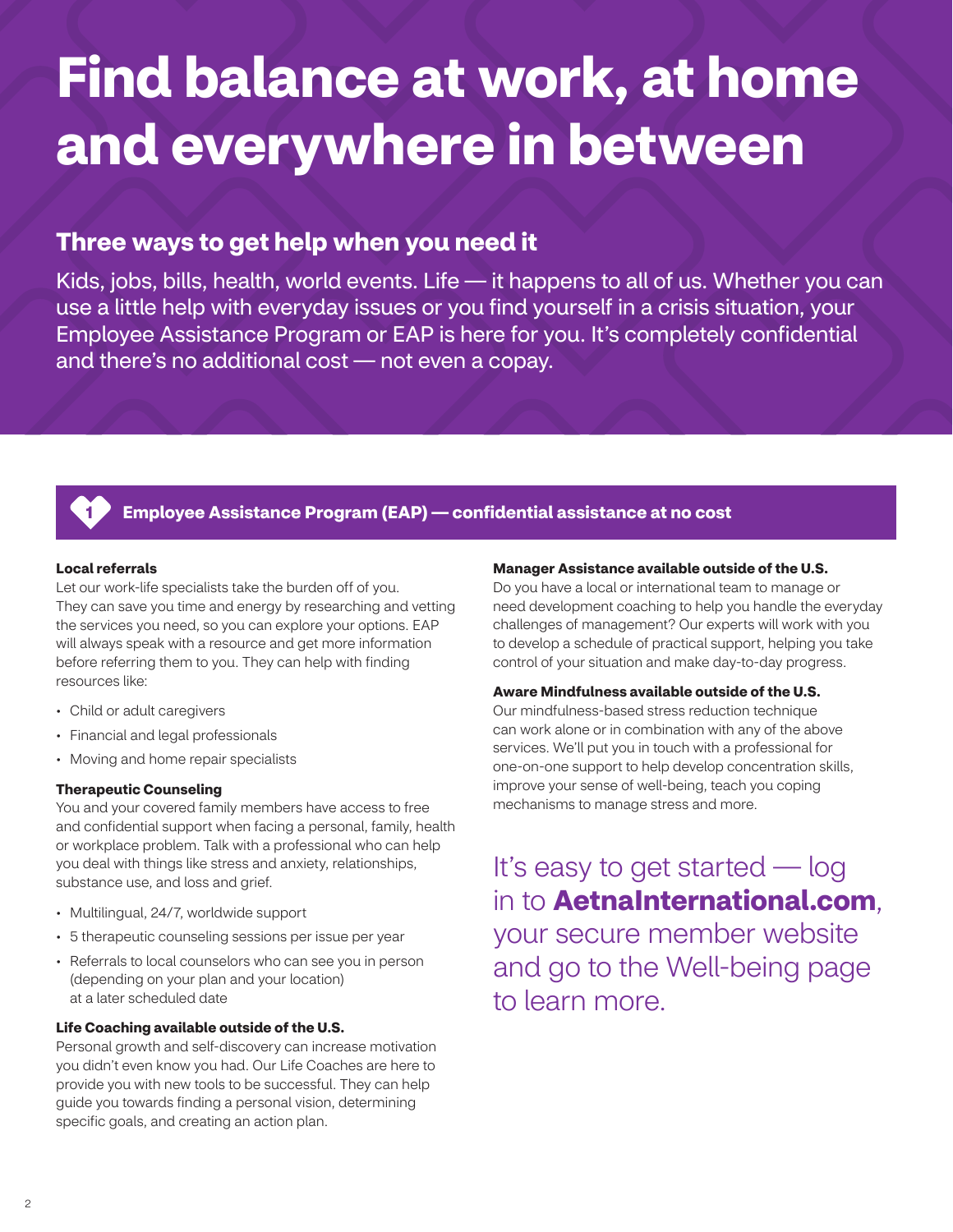# Find balance at work, at home and everywhere in between

## Three ways to get help when you need it

Kids, jobs, bills, health, world events. Life — it happens to all of us. Whether you can use a little help with everyday issues or you find yourself in a crisis situation, your Employee Assistance Program or EAP is here for you. It's completely confidential and there's no additional cost — not even a copay.

### 1 Employee Assistance Program (EAP) — confidential assistance at no cost

**Local referrals**

Let our work-life specialists take the burden off of you. They can save you time and energy by researching and vetting the services you need, so you can explore your options. EAP will always speak with a resource and get more information before referring them to you. They can help with finding resources like:

- Child or adult caregivers
- Financial and legal professionals
- Moving and home repair specialists

**Therapeutic Counseling**

You and your covered family members have access to free and confidential support when facing a personal, family, health or workplace problem. Talk with a professional who can help you deal with things like stress and anxiety, relationships, substance use, and loss and grief.

- Multilingual, 24/7, worldwide support
- 5 therapeutic counseling sessions per issue per year
- Referrals to local counselors who can see you in person (depending on your plan and your location) at a later scheduled date

**Life Coaching available outside of the U.S.**

Personal growth and self-discovery can increase motivation you didn't even know you had. Our Life Coaches are here to provide you with new tools to be successful. They can help guide you towards finding a personal vision, determining specific goals, and creating an action plan.

**Manager Assistance available outside of the U.S.**

Do you have a local or international team to manage or need development coaching to help you handle the everyday challenges of management? Our experts will work with you to develop a schedule of practical support, helping you take control of your situation and make day-to-day progress.

**Aware Mindfulness available outside of the U.S.**

Our mindfulness-based stress reduction technique can work alone or in combination with any of the above services. We'll put you in touch with a professional for one-on-one support to help develop concentration skills, improve your sense of well-being, teach you coping mechanisms to manage stress and more.

It's easy to get started — log in to **AetnaInternational.com**, your secure member website and go to the Well-being page to learn more.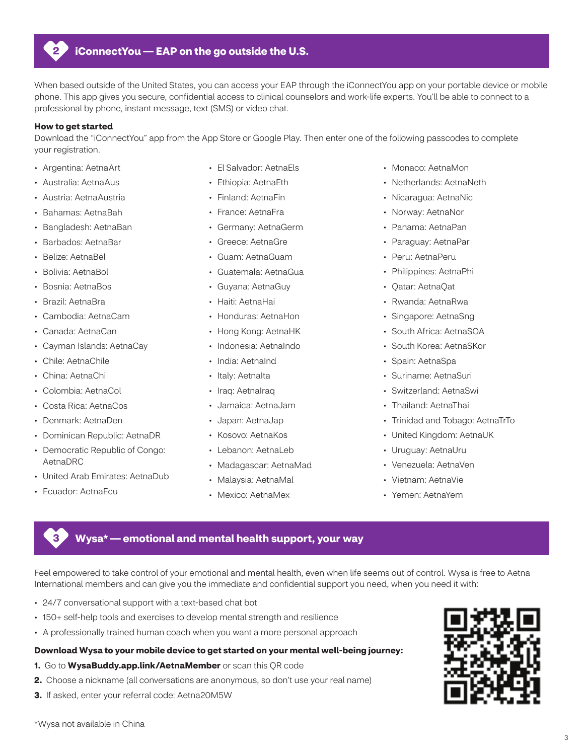## 2 iConnectYou — EAP on the go outside the U.S.

When based outside of the United States, you can access your EAP through the iConnectYou app on your portable device or mobile phone. This app gives you secure, confidential access to clinical counselors and work-life experts. You'll be able to connect to a professional by phone, instant message, text (SMS) or video chat.

**How to get started**

Download the "iConnectYou" app from the App Store or Google Play. Then enter one of the following passcodes to complete your registration.

- Argentina: AetnaArt
- Australia: AetnaAus
- Austria: AetnaAustria
- Bahamas: AetnaBah
- Bangladesh: AetnaBan
- Barbados: AetnaBar
- Belize: AetnaBel
- Bolivia: AetnaBol
- Bosnia: AetnaBos
- Brazil: AetnaBra
- Cambodia: AetnaCam
- Canada: AetnaCan
- Cayman Islands: AetnaCay
- Chile: AetnaChile
- China: AetnaChi
- Colombia: AetnaCol
- Costa Rica: AetnaCos
- Denmark: AetnaDen
- Dominican Republic: AetnaDR
- Democratic Republic of Congo: AetnaDRC
- United Arab Emirates: AetnaDub
- Ecuador: AetnaEcu
- El Salvador: AetnaEls
- Ethiopia: AetnaEth
- Finland: AetnaFin
- France: AetnaFra
- Germany: AetnaGerm
- Greece: AetnaGre
- Guam: AetnaGuam
- Guatemala: AetnaGua
- Guyana: AetnaGuy
- Haiti: AetnaHai
- Honduras: AetnaHon
- Hong Kong: AetnaHK
- Indonesia: AetnaIndo
- India: AetnaInd
- Italy: AetnaIta
- Iraq: AetnaIraq
- Jamaica: AetnaJam
- Japan: AetnaJap
- Kosovo: AetnaKos
- Lebanon: AetnaLeb
- Madagascar: AetnaMad
- Malaysia: AetnaMal
- Mexico: AetnaMex
- Monaco: AetnaMon
- Netherlands: AetnaNeth
- Nicaragua: AetnaNic
- Norway: AetnaNor
- Panama: AetnaPan
- Paraguay: AetnaPar
- Peru: AetnaPeru
- Philippines: AetnaPhi
- Qatar: AetnaQat
- Rwanda: AetnaRwa
- Singapore: AetnaSng
- South Africa: AetnaSOA
- South Korea: AetnaSKor
- Spain: AetnaSpa
- Suriname: AetnaSuri
- Switzerland: AetnaSwi
- Thailand: AetnaThai
- Trinidad and Tobago: AetnaTrTo
- United Kingdom: AetnaUK
- Uruguay: AetnaUru
- Venezuela: AetnaVen
- Vietnam: AetnaVie
- Yemen: AetnaYem

## 3 Wysa* — emotional and mental health support, your way

Feel empowered to take control of your emotional and mental health, even when life seems out of control. Wysa is free to Aetna International members and can give you the immediate and confidential support you need, when you need it with:

- 24/7 conversational support with a text-based chat bot
- 150+ self-help tools and exercises to develop mental strength and resilience
- A professionally trained human coach when you want a more personal approach

**Download Wysa to your mobile device to get started on your mental well-being journey:**

1. Go to **WysaBuddy.app.link/AetnaMember** or scan this QR code
2. Choose a nickname (all conversations are anonymous, so don't use your real name)
3. If asked, enter your referral code: Aetna20M5W

*Wysa not available in China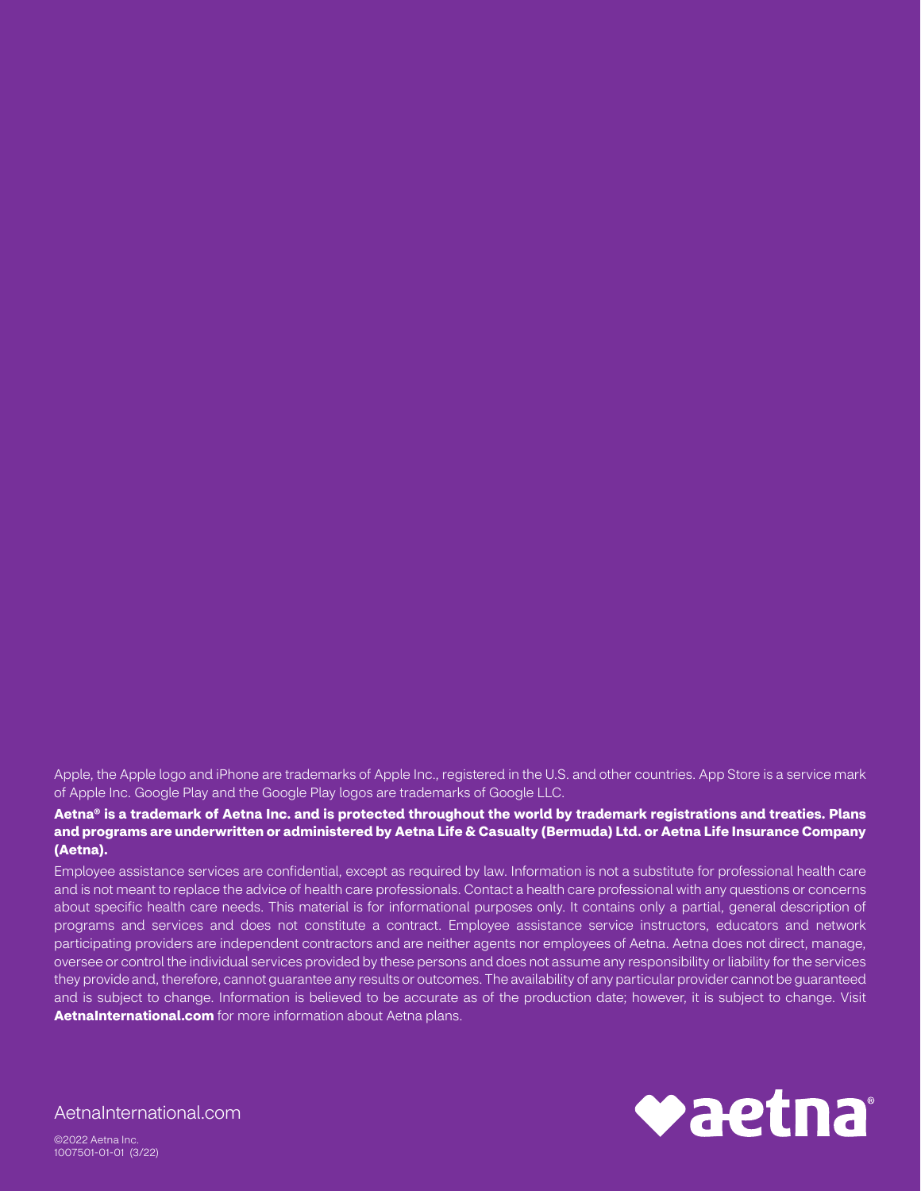Apple, the Apple logo and iPhone are trademarks of Apple Inc., registered in the U.S. and other countries. App Store is a service mark of Apple Inc. Google Play and the Google Play logos are trademarks of Google LLC.

**Aetna® is a trademark of Aetna Inc. and is protected throughout the world by trademark registrations and treaties. Plans and programs are underwritten or administered by Aetna Life & Casualty (Bermuda) Ltd. or Aetna Life Insurance Company (Aetna).**

Employee assistance services are confidential, except as required by law. Information is not a substitute for professional health care and is not meant to replace the advice of health care professionals. Contact a health care professional with any questions or concerns about specific health care needs. This material is for informational purposes only. It contains only a partial, general description of programs and services and does not constitute a contract. Employee assistance service instructors, educators and network participating providers are independent contractors and are neither agents nor employees of Aetna. Aetna does not direct, manage, oversee or control the individual services provided by these persons and does not assume any responsibility or liability for the services they provide and, therefore, cannot guarantee any results or outcomes. The availability of any particular provider cannot be guaranteed and is subject to change. Information is believed to be accurate as of the production date; however, it is subject to change. Visit **AetnaInternational.com** for more information about Aetna plans.

AetnaInternational.com

©2022 Aetna Inc.
1007501-01-01 (3/22)

aetna®